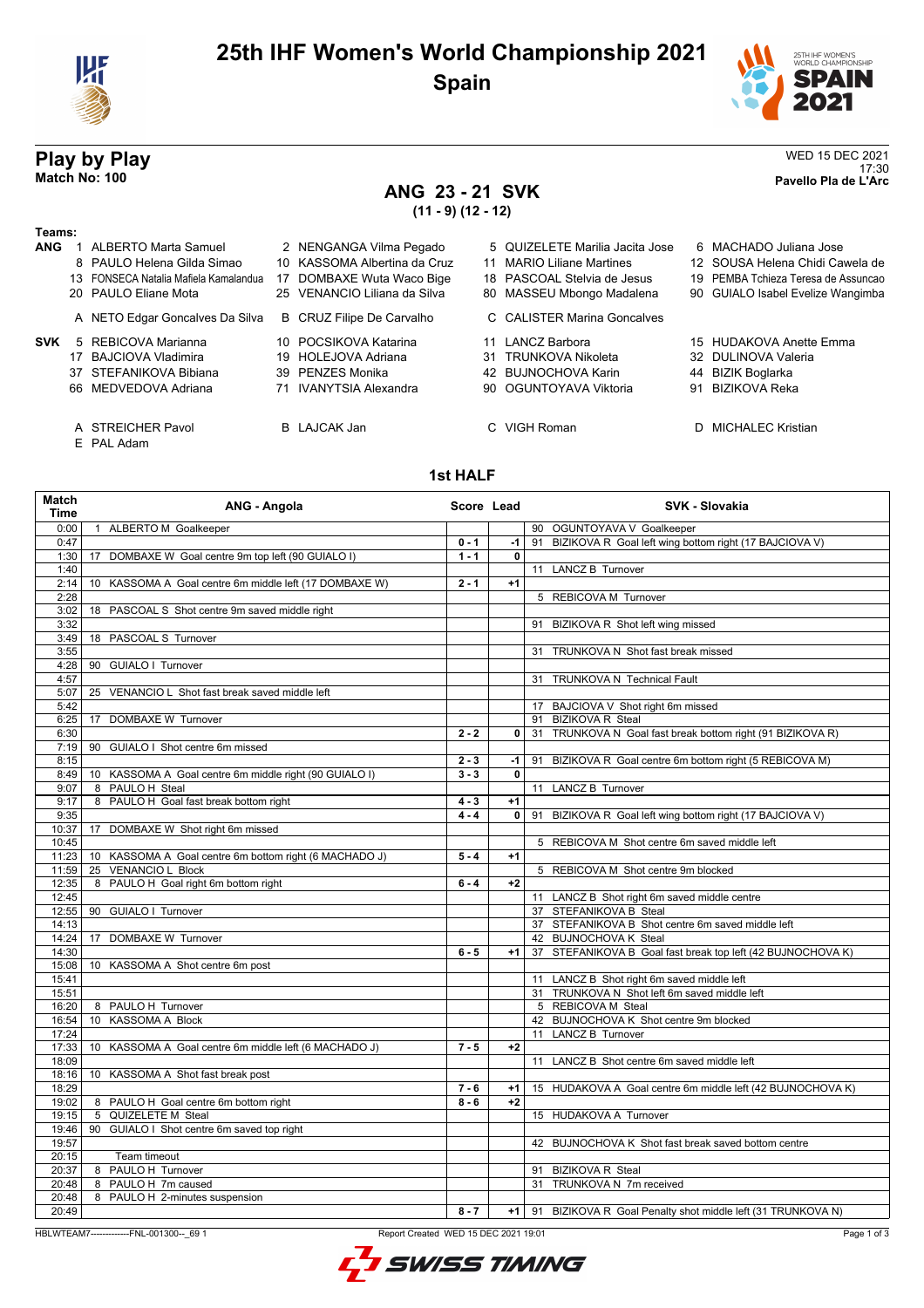# 25th IHF Women's World Championship 2021

## Spain

## Play by Play

**Match No: 100**

WED 15 DEC 2021
17:30
**Pavello Pla de L'Arc**

### ANG 23 - 21 SVK

**(11 - 9) (12 - 12)**

**Teams:**

**ANG**
1 ALBERTO Marta Samuel, 2 NENGANGA Vilma Pegado, 5 QUIZELETE Marilia Jacita Jose, 6 MACHADO Juliana Jose, 8 PAULO Helena Gilda Simao, 10 KASSOMA Albertina da Cruz, 11 MARIO Liliane Martines, 12 SOUSA Helena Chidi Cawela de, 13 FONSECA Natalia Mafiela Kamalandua, 17 DOMBAXE Wuta Waco Bige, 18 PASCOAL Stelvia de Jesus, 19 PEMBA Tchieza Teresa de Assuncao, 20 PAULO Eliane Mota, 25 VENANCIO Liliana da Silva, 80 MASSEU Mbongo Madalena, 90 GUIALO Isabel Evelize Wangimba

A NETO Edgar Goncalves Da Silva, B CRUZ Filipe De Carvalho, C CALISTER Marina Goncalves

**SVK**
5 REBICOVA Marianna, 10 POCSIKOVA Katarina, 11 LANCZ Barbora, 15 HUDAKOVA Anette Emma, 17 BAJCIOVA Vladimira, 19 HOLEJOVA Adriana, 31 TRUNKOVA Nikoleta, 32 DULINOVA Valeria, 37 STEFANIKOVA Bibiana, 39 PENZES Monika, 42 BUJNOCHOVA Karin, 44 BIZIK Boglarka, 66 MEDVEDOVA Adriana, 71 IVANYTSIA Alexandra, 90 OGUNTOYAVA Viktoria, 91 BIZIKOVA Reka

A STREICHER Pavol, B LAJCAK Jan, C VIGH Roman, D MICHALEC Kristian, E PAL Adam

### 1st HALF

| Match Time | ANG - Angola | Score | Lead | SVK - Slovakia |
|---|---|---|---|---|
| 0:00 | 1 ALBERTO M Goalkeeper | | | 90 OGUNTOYAVA V Goalkeeper |
| 0:47 | | 0 - 1 | -1 | 91 BIZIKOVA R Goal left wing bottom right (17 BAJCIOVA V) |
| 1:30 | 17 DOMBAXE W Goal centre 9m top left (90 GUIALO I) | 1 - 1 | 0 | |
| 1:40 | | | | 11 LANCZ B Turnover |
| 2:14 | 10 KASSOMA A Goal centre 6m middle left (17 DOMBAXE W) | 2 - 1 | +1 | |
| 2:28 | | | | 5 REBICOVA M Turnover |
| 3:02 | 18 PASCOAL S Shot centre 9m saved middle right | | | |
| 3:32 | | | | 91 BIZIKOVA R Shot left wing missed |
| 3:49 | 18 PASCOAL S Turnover | | | |
| 3:55 | | | | 31 TRUNKOVA N Shot fast break missed |
| 4:28 | 90 GUIALO I Turnover | | | |
| 4:57 | | | | 31 TRUNKOVA N Technical Fault |
| 5:07 | 25 VENANCIO L Shot fast break saved middle left | | | |
| 5:42 | | | | 17 BAJCIOVA V Shot right 6m missed |
| 6:25 | 17 DOMBAXE W Turnover | | | 91 BIZIKOVA R Steal |
| 6:30 | | 2 - 2 | 0 | 31 TRUNKOVA N Goal fast break bottom right (91 BIZIKOVA R) |
| 7:19 | 90 GUIALO I Shot centre 6m missed | | | |
| 8:15 | | 2 - 3 | -1 | 91 BIZIKOVA R Goal centre 6m bottom right (5 REBICOVA M) |
| 8:49 | 10 KASSOMA A Goal centre 6m middle right (90 GUIALO I) | 3 - 3 | 0 | |
| 9:07 | 8 PAULO H Steal | | | 11 LANCZ B Turnover |
| 9:17 | 8 PAULO H Goal fast break bottom right | 4 - 3 | +1 | |
| 9:35 | | 4 - 4 | 0 | 91 BIZIKOVA R Goal left wing bottom right (17 BAJCIOVA V) |
| 10:37 | 17 DOMBAXE W Shot right 6m missed | | | |
| 10:45 | | | | 5 REBICOVA M Shot centre 6m saved middle left |
| 11:23 | 10 KASSOMA A Goal centre 6m bottom right (6 MACHADO J) | 5 - 4 | +1 | |
| 11:59 | 25 VENANCIO L Block | | | 5 REBICOVA M Shot centre 9m blocked |
| 12:35 | 8 PAULO H Goal right 6m bottom right | 6 - 4 | +2 | |
| 12:45 | | | | 11 LANCZ B Shot right 6m saved middle centre |
| 12:55 | 90 GUIALO I Turnover | | | 37 STEFANIKOVA B Steal |
| 14:13 | | | | 37 STEFANIKOVA B Shot centre 6m saved middle left |
| 14:24 | 17 DOMBAXE W Turnover | | | 42 BUJNOCHOVA K Steal |
| 14:30 | | 6 - 5 | +1 | 37 STEFANIKOVA B Goal fast break top left (42 BUJNOCHOVA K) |
| 15:08 | 10 KASSOMA A Shot centre 6m post | | | |
| 15:41 | | | | 11 LANCZ B Shot right 6m saved middle left |
| 15:51 | | | | 31 TRUNKOVA N Shot left 6m saved middle right |
| 16:20 | 8 PAULO H Turnover | | | 5 REBICOVA M Steal |
| 16:54 | 10 KASSOMA A Block | | | 42 BUJNOCHOVA K Shot centre 9m blocked |
| 17:24 | | | | 11 LANCZ B Turnover |
| 17:33 | 10 KASSOMA A Goal centre 6m middle left (6 MACHADO J) | 7 - 5 | +2 | |
| 18:09 | | | | 11 LANCZ B Shot centre 6m saved middle left |
| 18:16 | 10 KASSOMA A Shot fast break post | | | |
| 18:29 | | 7 - 6 | +1 | 15 HUDAKOVA A Goal centre 6m middle left (42 BUJNOCHOVA K) |
| 19:02 | 8 PAULO H Goal centre 6m bottom right | 8 - 6 | +2 | |
| 19:15 | 5 QUIZELETE M Steal | | | 15 HUDAKOVA A Turnover |
| 19:46 | 90 GUIALO I Shot centre 6m saved top right | | | |
| 19:57 | | | | 42 BUJNOCHOVA K Shot fast break saved bottom centre |
| 20:15 | Team timeout | | | |
| 20:37 | 8 PAULO H Turnover | | | 91 BIZIKOVA R Steal |
| 20:48 | 8 PAULO H 7m caused | | | 31 TRUNKOVA N 7m received |
| 20:48 | 8 PAULO H 2-minutes suspension | | | |
| 20:49 | | 8 - 7 | +1 | 91 BIZIKOVA R Goal Penalty shot middle left (31 TRUNKOVA N) |

HBLWTEAM7--------------FNL-001300--_69 1 Report Created WED 15 DEC 2021 19:01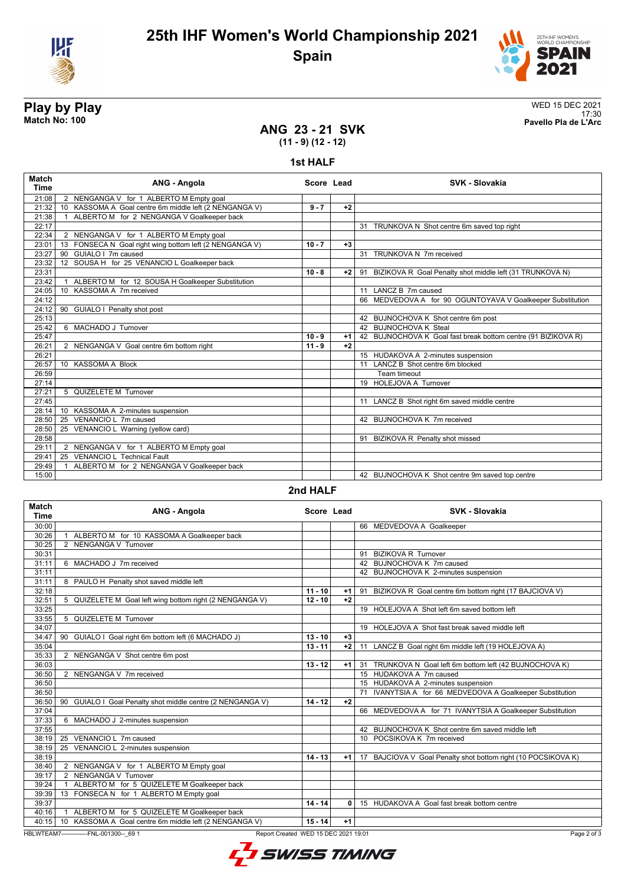# 25th IHF Women's World Championship 2021

## Spain

**Play by Play**
**Match No: 100**

WED 15 DEC 2021
17:30
**Pavello Pla de L'Arc**

### ANG 23 - 21 SVK
**(11 - 9) (12 - 12)**

### 1st HALF

| Match Time | ANG - Angola | Score | Lead | SVK - Slovakia |
|---|---|---|---|---|
| 21:08 | 2 NENGANGA V for 1 ALBERTO M Empty goal | | | |
| 21:32 | 10 KASSOMA A Goal centre 6m middle left (2 NENGANGA V) | 9 - 7 | +2 | |
| 21:38 | 1 ALBERTO M for 2 NENGANGA V Goalkeeper back | | | |
| 22:17 | | | | 31 TRUNKOVA N Shot centre 6m saved top right |
| 22:34 | 2 NENGANGA V for 1 ALBERTO M Empty goal | | | |
| 23:01 | 13 FONSECA N Goal right wing bottom left (2 NENGANGA V) | 10 - 7 | +3 | |
| 23:27 | 90 GUIALO I 7m caused | | | 31 TRUNKOVA N 7m received |
| 23:32 | 12 SOUSA H for 25 VENANCIO L Goalkeeper back | | | |
| 23:31 | | 10 - 8 | +2 | 91 BIZIKOVA R Goal Penalty shot middle left (31 TRUNKOVA N) |
| 23:42 | 1 ALBERTO M for 12 SOUSA H Goalkeeper Substitution | | | |
| 24:05 | 10 KASSOMA A 7m received | | | 11 LANCZ B 7m caused |
| 24:12 | | | | 66 MEDVEDOVA A for 90 OGUNTOYAVA V Goalkeeper Substitution |
| 24:12 | 90 GUIALO I Penalty shot post | | | |
| 25:13 | | | | 42 BUJNOCHOVA K Shot centre 6m post |
| 25:42 | 6 MACHADO J Turnover | | | 42 BUJNOCHOVA K Steal |
| 25:47 | | 10 - 9 | +1 | 42 BUJNOCHOVA K Goal fast break bottom centre (91 BIZIKOVA R) |
| 26:21 | 2 NENGANGA V Goal centre 6m bottom right | 11 - 9 | +2 | |
| 26:21 | | | | 15 HUDAKOVA A 2-minutes suspension |
| 26:57 | 10 KASSOMA A Block | | | 11 LANCZ B Shot centre 6m blocked |
| 26:59 | | | | Team timeout |
| 27:14 | | | | 19 HOLEJOVA A Turnover |
| 27:21 | 5 QUIZELETE M Turnover | | | |
| 27:45 | | | | 11 LANCZ B Shot right 6m saved middle centre |
| 28:14 | 10 KASSOMA A 2-minutes suspension | | | |
| 28:50 | 25 VENANCIO L 7m caused | | | 42 BUJNOCHOVA K 7m received |
| 28:50 | 25 VENANCIO L Warning (yellow card) | | | |
| 28:58 | | | | 91 BIZIKOVA R Penalty shot missed |
| 29:11 | 2 NENGANGA V for 1 ALBERTO M Empty goal | | | |
| 29:41 | 25 VENANCIO L Technical Fault | | | |
| 29:49 | 1 ALBERTO M for 2 NENGANGA V Goalkeeper back | | | |
| 15:00 | | | | 42 BUJNOCHOVA K Shot centre 9m saved top centre |

### 2nd HALF

| Match Time | ANG - Angola | Score | Lead | SVK - Slovakia |
|---|---|---|---|---|
| 30:00 | | | | 66 MEDVEDOVA A Goalkeeper |
| 30:26 | 1 ALBERTO M for 10 KASSOMA A Goalkeeper back | | | |
| 30:25 | 2 NENGANGA V Turnover | | | |
| 30:31 | | | | 91 BIZIKOVA R Turnover |
| 31:11 | 6 MACHADO J 7m received | | | 42 BUJNOCHOVA K 7m caused |
| 31:11 | | | | 42 BUJNOCHOVA K 2-minutes suspension |
| 31:11 | 8 PAULO H Penalty shot saved middle left | | | |
| 32:18 | | 11 - 10 | +1 | 91 BIZIKOVA R Goal centre 6m bottom right (17 BAJCIOVA V) |
| 32:51 | 5 QUIZELETE M Goal left wing bottom right (2 NENGANGA V) | 12 - 10 | +2 | |
| 33:25 | | | | 19 HOLEJOVA A Shot left 6m saved bottom left |
| 33:55 | 5 QUIZELETE M Turnover | | | |
| 34:07 | | | | 19 HOLEJOVA A Shot fast break saved middle left |
| 34:47 | 90 GUIALO I Goal right 6m bottom left (6 MACHADO J) | 13 - 10 | +3 | |
| 35:04 | | 13 - 11 | +2 | 11 LANCZ B Goal right 6m middle left (19 HOLEJOVA A) |
| 35:33 | 2 NENGANGA V Shot centre 6m post | | | |
| 36:03 | | 13 - 12 | +1 | 31 TRUNKOVA N Goal left 6m bottom left (42 BUJNOCHOVA K) |
| 36:50 | 2 NENGANGA V 7m received | | | 15 HUDAKOVA A 7m caused |
| 36:50 | | | | 15 HUDAKOVA A 2-minutes suspension |
| 36:50 | | | | 71 IVANYTSIA A for 66 MEDVEDOVA A Goalkeeper Substitution |
| 36:50 | 90 GUIALO I Goal Penalty shot middle centre (2 NENGANGA V) | 14 - 12 | +2 | |
| 37:04 | | | | 66 MEDVEDOVA A for 71 IVANYTSIA A Goalkeeper Substitution |
| 37:33 | 6 MACHADO J 2-minutes suspension | | | |
| 37:55 | | | | 42 BUJNOCHOVA K Shot centre 6m saved middle left |
| 38:19 | 25 VENANCIO L 7m caused | | | 10 POCSIKOVA K 7m received |
| 38:19 | 25 VENANCIO L 2-minutes suspension | | | |
| 38:19 | | 14 - 13 | +1 | 17 BAJCIOVA V Goal Penalty shot bottom right (10 POCSIKOVA K) |
| 38:40 | 2 NENGANGA V for 1 ALBERTO M Empty goal | | | |
| 39:17 | 2 NENGANGA V Turnover | | | |
| 39:24 | 1 ALBERTO M for 5 QUIZELETE M Goalkeeper back | | | |
| 39:39 | 13 FONSECA N for 1 ALBERTO M Empty goal | | | |
| 39:37 | | 14 - 14 | 0 | 15 HUDAKOVA A Goal fast break bottom centre |
| 40:16 | 1 ALBERTO M for 5 QUIZELETE M Goalkeeper back | | | |
| 40:15 | 10 KASSOMA A Goal centre 6m middle left (2 NENGANGA V) | 15 - 14 | +1 | |

HBLWTEAM7-------------FNL-001300--_69 1 Report Created WED 15 DEC 2021 19:01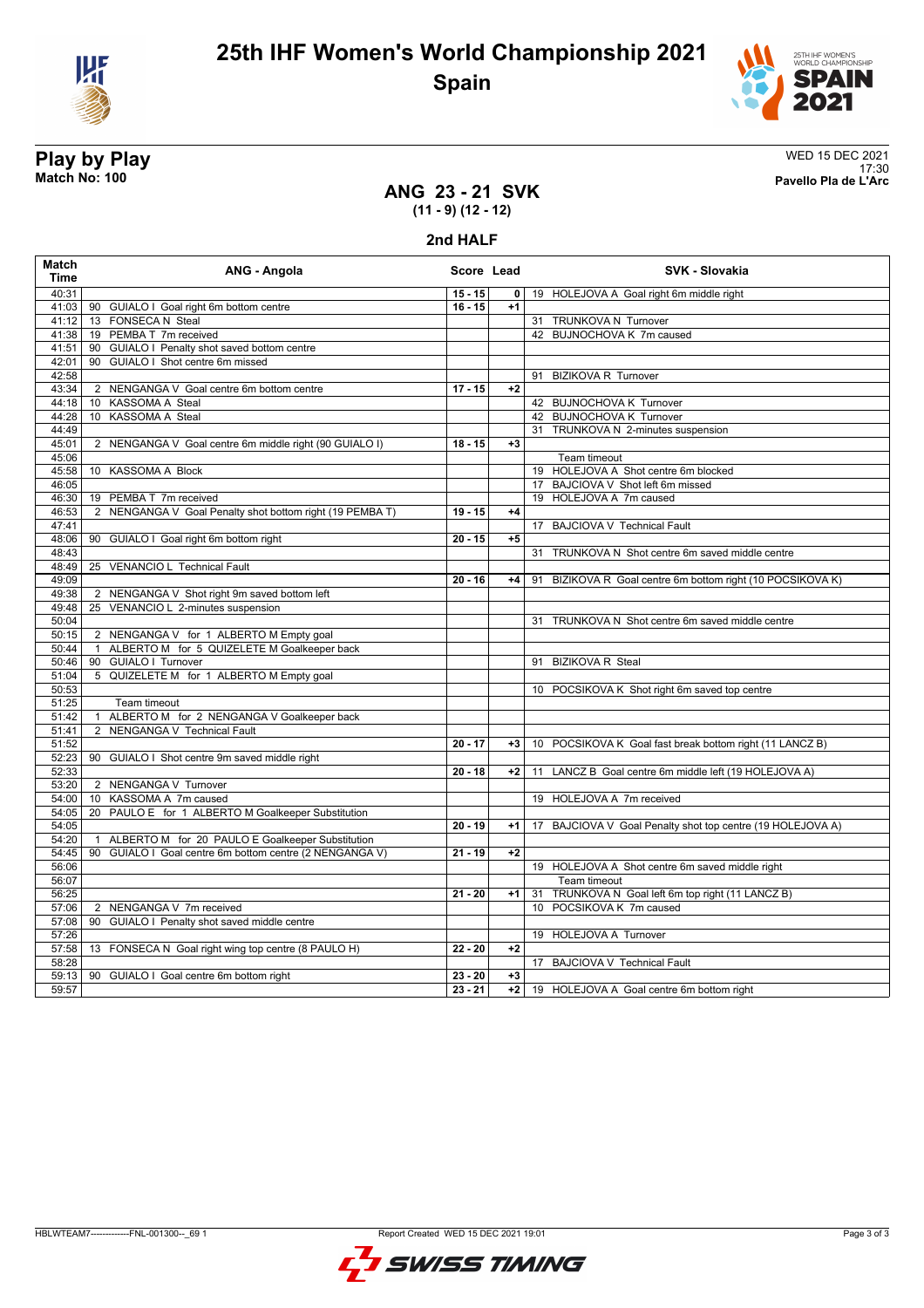# 25th IHF Women's World Championship 2021

## Spain

**Play by Play**
**Match No: 100**

WED 15 DEC 2021
17:30
**Pavello Pla de L'Arc**

### ANG 23 - 21 SVK
**(11 - 9) (12 - 12)**

### 2nd HALF

| Match Time | ANG - Angola | Score | Lead | SVK - Slovakia |
|---|---|---|---|---|
| 40:31 | | 15 - 15 | 0 | 19 HOLEJOVA A Goal right 6m middle right |
| 41:03 | 90 GUIALO I Goal right 6m bottom centre | 16 - 15 | +1 | |
| 41:12 | 13 FONSECA N Steal | | | 31 TRUNKOVA N Turnover |
| 41:38 | 19 PEMBA T 7m received | | | 42 BUJNOCHOVA K 7m caused |
| 41:51 | 90 GUIALO I Penalty shot saved bottom centre | | | |
| 42:01 | 90 GUIALO I Shot centre 6m missed | | | |
| 42:58 | | | | 91 BIZIKOVA R Turnover |
| 43:34 | 2 NENGANGA V Goal centre 6m bottom centre | 17 - 15 | +2 | |
| 44:18 | 10 KASSOMA A Steal | | | 42 BUJNOCHOVA K Turnover |
| 44:28 | 10 KASSOMA A Steal | | | 42 BUJNOCHOVA K Turnover |
| 44:49 | | | | 31 TRUNKOVA N 2-minutes suspension |
| 45:01 | 2 NENGANGA V Goal centre 6m middle right (90 GUIALO I) | 18 - 15 | +3 | |
| 45:06 | | | | Team timeout |
| 45:58 | 10 KASSOMA A Block | | | 19 HOLEJOVA A Shot centre 6m blocked |
| 46:05 | | | | 17 BAJCIOVA V Shot left 6m missed |
| 46:30 | 19 PEMBA T 7m received | | | 19 HOLEJOVA A 7m caused |
| 46:53 | 2 NENGANGA V Goal Penalty shot bottom right (19 PEMBA T) | 19 - 15 | +4 | |
| 47:41 | | | | 17 BAJCIOVA V Technical Fault |
| 48:06 | 90 GUIALO I Goal right 6m bottom right | 20 - 15 | +5 | |
| 48:43 | | | | 31 TRUNKOVA N Shot centre 6m saved middle centre |
| 48:49 | 25 VENANCIO L Technical Fault | | | |
| 49:09 | | 20 - 16 | +4 | 91 BIZIKOVA R Goal centre 6m bottom right (10 POCSIKOVA K) |
| 49:38 | 2 NENGANGA V Shot right 9m saved bottom left | | | |
| 49:48 | 25 VENANCIO L 2-minutes suspension | | | |
| 50:04 | | | | 31 TRUNKOVA N Shot centre 6m saved middle centre |
| 50:15 | 2 NENGANGA V for 1 ALBERTO M Empty goal | | | |
| 50:44 | 1 ALBERTO M for 5 QUIZELETE M Goalkeeper back | | | |
| 50:46 | 90 GUIALO I Turnover | | | 91 BIZIKOVA R Steal |
| 51:04 | 5 QUIZELETE M for 1 ALBERTO M Empty goal | | | |
| 50:53 | | | | 10 POCSIKOVA K Shot right 6m saved top centre |
| 51:25 | Team timeout | | | |
| 51:42 | 1 ALBERTO M for 2 NENGANGA V Goalkeeper back | | | |
| 51:41 | 2 NENGANGA V Technical Fault | | | |
| 51:52 | | 20 - 17 | +3 | 10 POCSIKOVA K Goal fast break bottom right (11 LANCZ B) |
| 52:23 | 90 GUIALO I Shot centre 9m saved middle right | | | |
| 52:33 | | 20 - 18 | +2 | 11 LANCZ B Goal centre 6m middle left (19 HOLEJOVA A) |
| 53:20 | 2 NENGANGA V Turnover | | | |
| 54:00 | 10 KASSOMA A 7m caused | | | 19 HOLEJOVA A 7m received |
| 54:05 | 20 PAULO E for 1 ALBERTO M Goalkeeper Substitution | | | |
| 54:05 | | 20 - 19 | +1 | 17 BAJCIOVA V Goal Penalty shot top centre (19 HOLEJOVA A) |
| 54:20 | 1 ALBERTO M for 20 PAULO E Goalkeeper Substitution | | | |
| 54:45 | 90 GUIALO I Goal centre 6m bottom centre (2 NENGANGA V) | 21 - 19 | +2 | |
| 56:06 | | | | 19 HOLEJOVA A Shot centre 6m saved middle right |
| 56:07 | | | | Team timeout |
| 56:25 | | 21 - 20 | +1 | 31 TRUNKOVA N Goal left 6m top right (11 LANCZ B) |
| 57:06 | 2 NENGANGA V 7m received | | | 10 POCSIKOVA K 7m caused |
| 57:08 | 90 GUIALO I Penalty shot saved middle centre | | | |
| 57:26 | | | | 19 HOLEJOVA A Turnover |
| 57:58 | 13 FONSECA N Goal right wing top centre (8 PAULO H) | 22 - 20 | +2 | |
| 58:28 | | | | 17 BAJCIOVA V Technical Fault |
| 59:13 | 90 GUIALO I Goal centre 6m bottom right | 23 - 20 | +3 | |
| 59:57 | | 23 - 21 | +2 | 19 HOLEJOVA A Goal centre 6m bottom right |

HBLWTEAM7-------------FNL-001300--_69 1 Report Created WED 15 DEC 2021 19:01